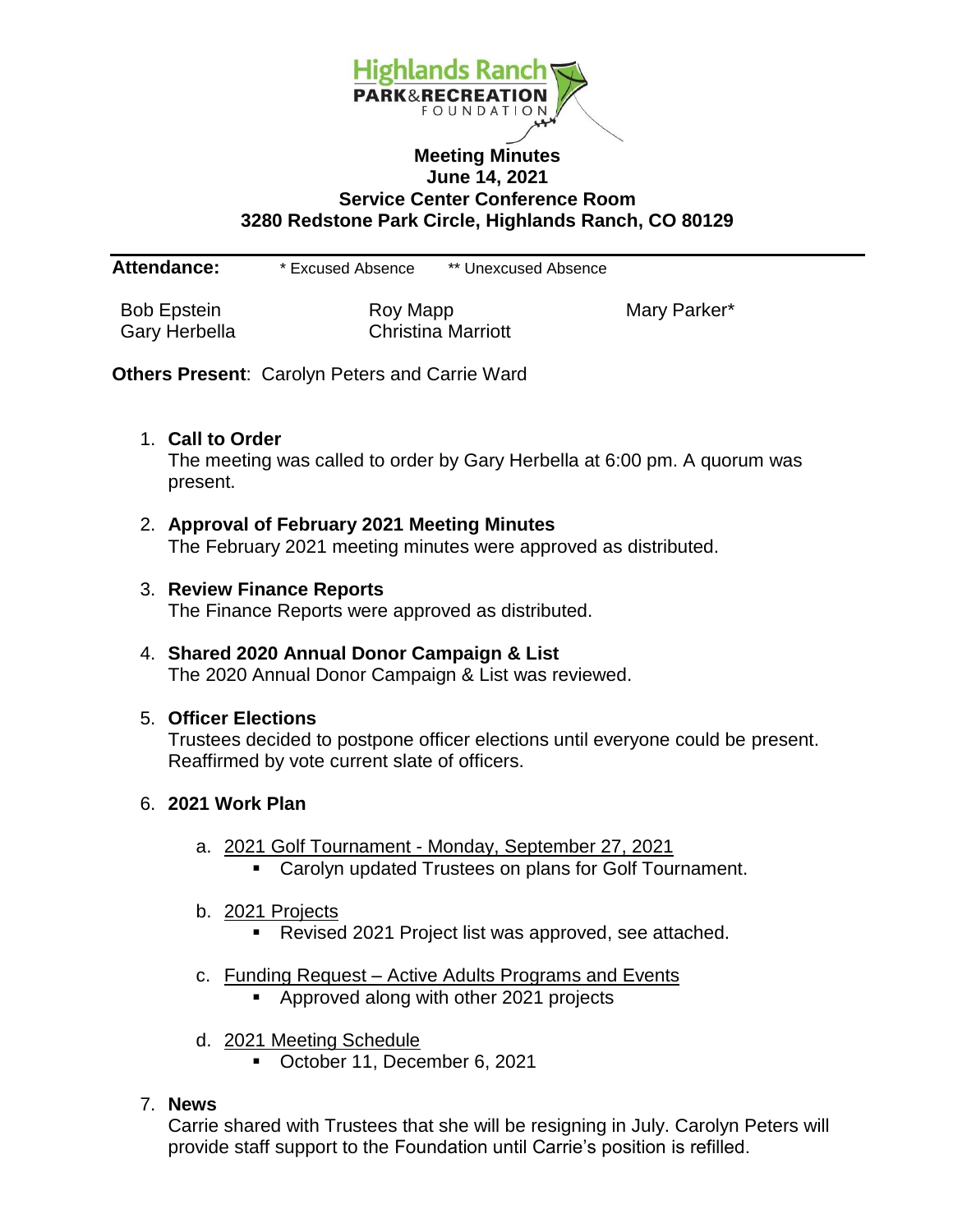Highlands Ranch PARK&RECREATION FOUNDATION

**Meeting Minutes**
**June 14, 2021**
**Service Center Conference Room**
**3280 Redstone Park Circle, Highlands Ranch, CO 80129**

---

**Attendance:** * Excused Absence ** Unexcused Absence

| | | |
|---|---|---|
| Bob Epstein | Roy Mapp | Mary Parker* |
| Gary Herbella | Christina Marriott | |

**Others Present**: Carolyn Peters and Carrie Ward

1. **Call to Order**
   The meeting was called to order by Gary Herbella at 6:00 pm. A quorum was present.

2. **Approval of February 2021 Meeting Minutes**
   The February 2021 meeting minutes were approved as distributed.

3. **Review Finance Reports**
   The Finance Reports were approved as distributed.

4. **Shared 2020 Annual Donor Campaign & List**
   The 2020 Annual Donor Campaign & List was reviewed.

5. **Officer Elections**
   Trustees decided to postpone officer elections until everyone could be present. Reaffirmed by vote current slate of officers.

6. **2021 Work Plan**

   a. 2021 Golf Tournament - Monday, September 27, 2021
      - Carolyn updated Trustees on plans for Golf Tournament.

   b. 2021 Projects
      - Revised 2021 Project list was approved, see attached.

   c. Funding Request – Active Adults Programs and Events
      - Approved along with other 2021 projects

   d. 2021 Meeting Schedule
      - October 11, December 6, 2021

7. **News**
   Carrie shared with Trustees that she will be resigning in July. Carolyn Peters will provide staff support to the Foundation until Carrie's position is refilled.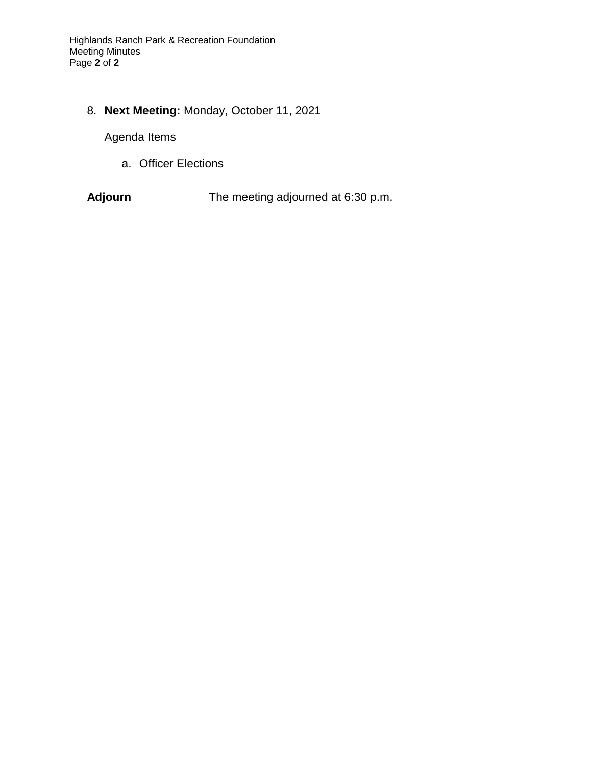8. **Next Meeting:** Monday, October 11, 2021

   Agenda Items

   a. Officer Elections

**Adjourn** The meeting adjourned at 6:30 p.m.